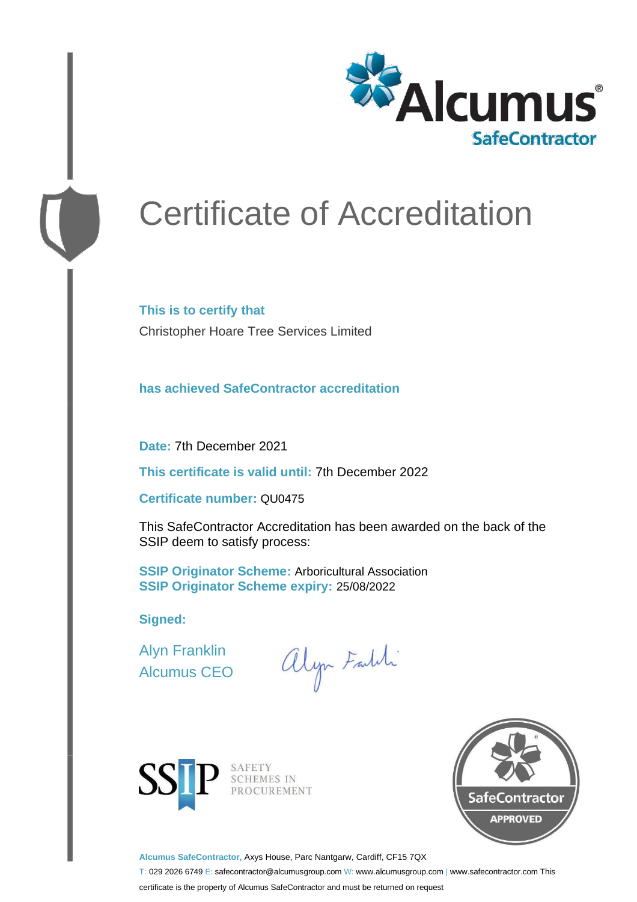Alcumus®
SafeContractor

# Certificate of Accreditation

**This is to certify that**

Christopher Hoare Tree Services Limited

**has achieved SafeContractor accreditation**

**Date:** 7th December 2021

**This certificate is valid until:** 7th December 2022

**Certificate number:** QU0475

This SafeContractor Accreditation has been awarded on the back of the SSIP deem to satisfy process:

**SSIP Originator Scheme:** Arboricultural Association
**SSIP Originator Scheme expiry:** 25/08/2022

**Signed:**

Alyn Franklin
Alcumus CEO

SSIP SAFETY SCHEMES IN PROCUREMENT

SafeContractor APPROVED

**Alcumus SafeContractor,** Axys House, Parc Nantgarw, Cardiff, CF15 7QX
T: 029 2026 6749 E: safecontractor@alcumusgroup.com W: www.alcumusgroup.com | www.safecontractor.com This certificate is the property of Alcumus SafeContractor and must be returned on request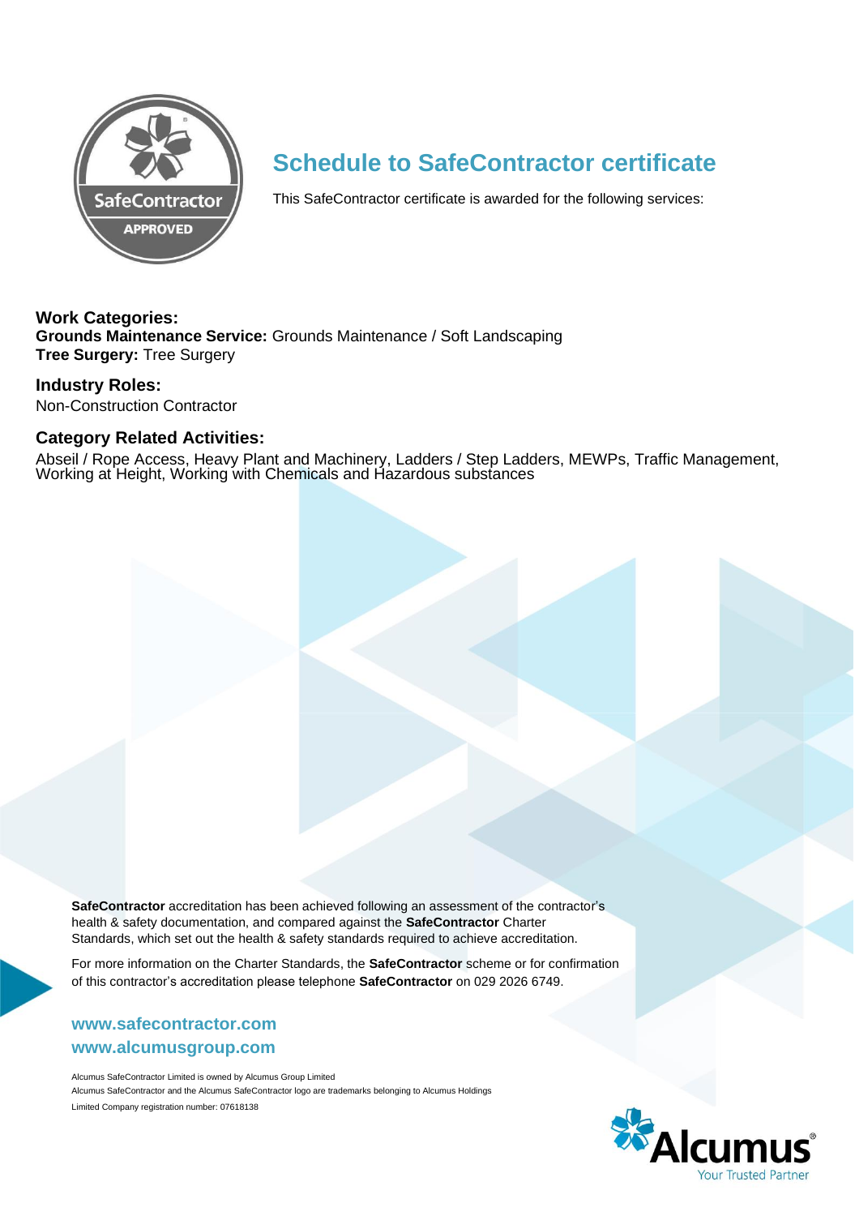# Schedule to SafeContractor certificate

This SafeContractor certificate is awarded for the following services:

## Work Categories:

**Grounds Maintenance Service:** Grounds Maintenance / Soft Landscaping
**Tree Surgery:** Tree Surgery

## Industry Roles:

Non-Construction Contractor

## Category Related Activities:

Abseil / Rope Access, Heavy Plant and Machinery, Ladders / Step Ladders, MEWPs, Traffic Management, Working at Height, Working with Chemicals and Hazardous substances

**SafeContractor** accreditation has been achieved following an assessment of the contractor's health & safety documentation, and compared against the **SafeContractor** Charter Standards, which set out the health & safety standards required to achieve accreditation.

For more information on the Charter Standards, the **SafeContractor** scheme or for confirmation of this contractor's accreditation please telephone **SafeContractor** on 029 2026 6749.

**www.safecontractor.com**
**www.alcumusgroup.com**

Alcumus SafeContractor Limited is owned by Alcumus Group Limited
Alcumus SafeContractor and the Alcumus SafeContractor logo are trademarks belonging to Alcumus Holdings
Limited Company registration number: 07618138

Alcumus®
Your Trusted Partner